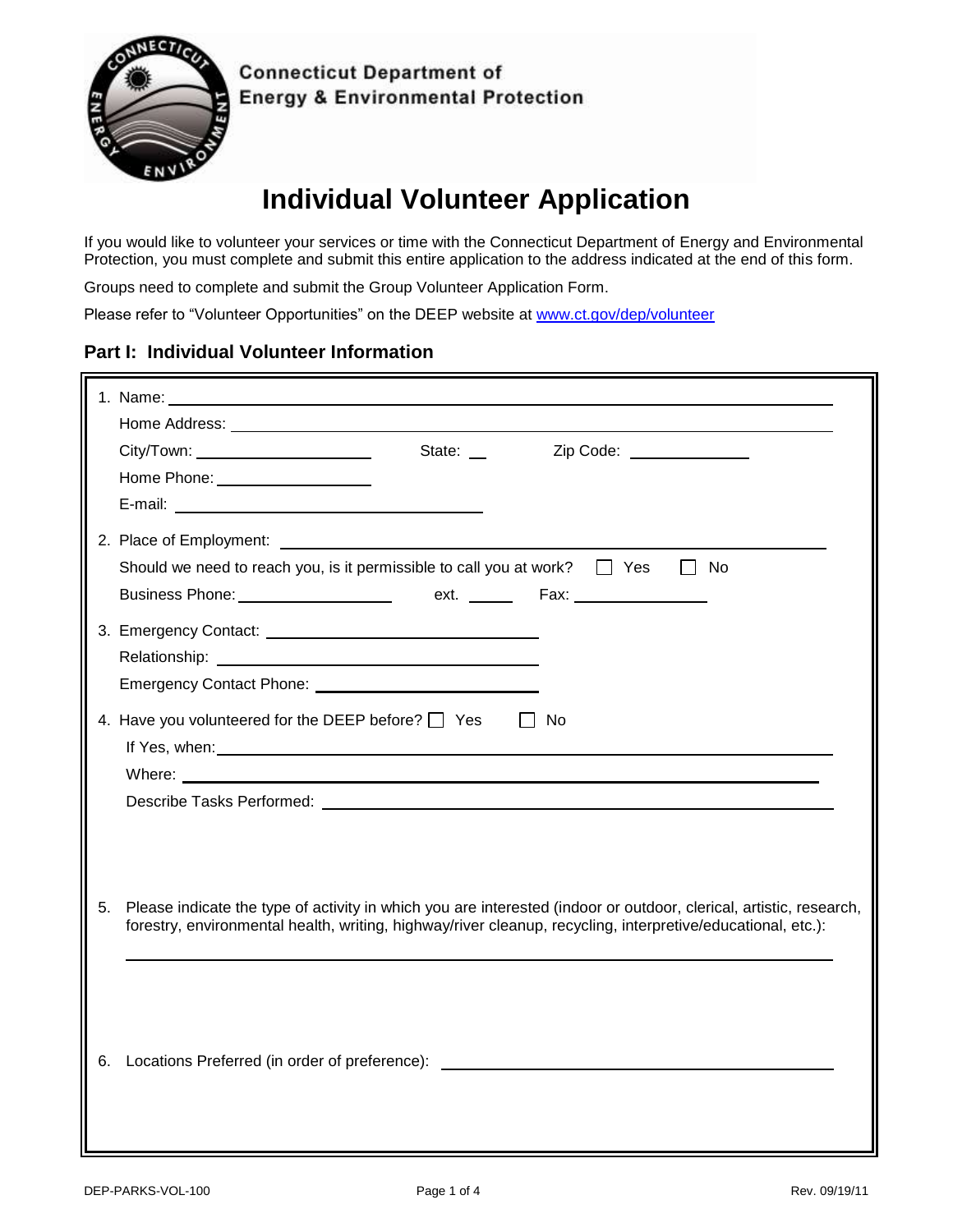Connecticut Department of Energy & Environmental Protection

# Individual Volunteer Application

If you would like to volunteer your services or time with the Connecticut Department of Energy and Environmental Protection, you must complete and submit this entire application to the address indicated at the end of this form.

Groups need to complete and submit the Group Volunteer Application Form.

Please refer to "Volunteer Opportunities" on the DEEP website at [www.ct.gov/dep/volunteer](http://www.ct.gov/dep/volunteer)

## Part I: Individual Volunteer Information

1. Name: ____________________

   Home Address: ____________________

   City/Town: __________ State: ___ Zip Code: __________

   Home Phone: __________

   E-mail: ____________________

2. Place of Employment: ____________________

   Should we need to reach you, is it permissible to call you at work? ☐ Yes ☐ No

   Business Phone: __________ ext. _____ Fax: __________

3. Emergency Contact: ____________________

   Relationship: ____________________

   Emergency Contact Phone: ____________________

4. Have you volunteered for the DEEP before? ☐ Yes ☐ No

   If Yes, when: ____________________

   Where: ____________________

   Describe Tasks Performed: ____________________

5. Please indicate the type of activity in which you are interested (indoor or outdoor, clerical, artistic, research, forestry, environmental health, writing, highway/river cleanup, recycling, interpretive/educational, etc.):

   ____________________

6. Locations Preferred (in order of preference): ____________________

DEP-PARKS-VOL-100 Rev. 09/19/11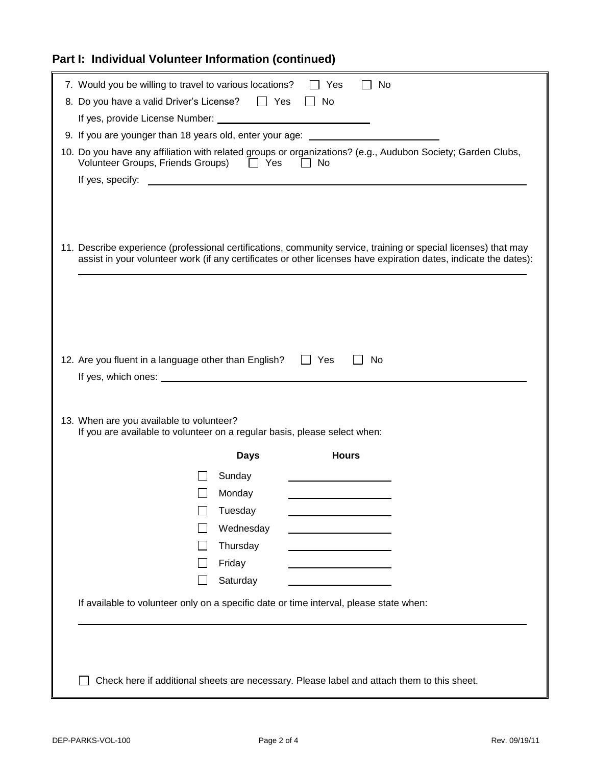## Part I: Individual Volunteer Information (continued)

7. Would you be willing to travel to various locations? ☐ Yes ☐ No
8. Do you have a valid Driver's License? ☐ Yes ☐ No

   If yes, provide License Number: ______________________________
9. If you are younger than 18 years old, enter your age: ______________________
10. Do you have any affiliation with related groups or organizations? (e.g., Audubon Society; Garden Clubs, Volunteer Groups, Friends Groups) ☐ Yes ☐ No

    If yes, specify: ______________________________________________________________
11. Describe experience (professional certifications, community service, training or special licenses) that may assist in your volunteer work (if any certificates or other licenses have expiration dates, indicate the dates):

    ______________________________________________________________
12. Are you fluent in a language other than English? ☐ Yes ☐ No

    If yes, which ones: ______________________________________________________________
13. When are you available to volunteer?
    If you are available to volunteer on a regular basis, please select when:

| | Days | Hours |
|---|---|---|
| ☐ | Sunday | ____________ |
| ☐ | Monday | ____________ |
| ☐ | Tuesday | ____________ |
| ☐ | Wednesday | ____________ |
| ☐ | Thursday | ____________ |
| ☐ | Friday | ____________ |
| ☐ | Saturday | ____________ |

If available to volunteer only on a specific date or time interval, please state when:

______________________________________________________________

☐ Check here if additional sheets are necessary. Please label and attach them to this sheet.

DEP-PARKS-VOL-100 Rev. 09/19/11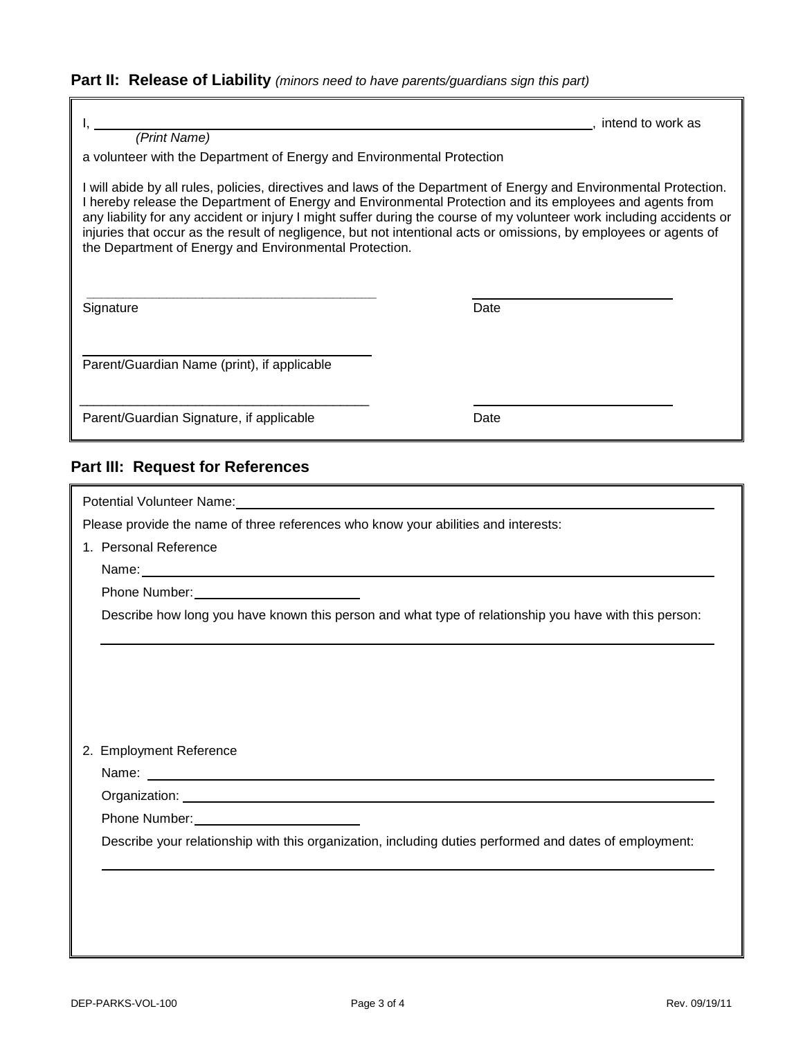## Part II: Release of Liability *(minors need to have parents/guardians sign this part)*

I, ______________________________________________________________, intend to work as
*(Print Name)*

a volunteer with the Department of Energy and Environmental Protection

I will abide by all rules, policies, directives and laws of the Department of Energy and Environmental Protection. I hereby release the Department of Energy and Environmental Protection and its employees and agents from any liability for any accident or injury I might suffer during the course of my volunteer work including accidents or injuries that occur as the result of negligence, but not intentional acts or omissions, by employees or agents of the Department of Energy and Environmental Protection.

______________________________ ______________________
Signature Date

______________________________
Parent/Guardian Name (print), if applicable

______________________________ ______________________
Parent/Guardian Signature, if applicable Date

## Part III: Request for References

Potential Volunteer Name: ______________________________________________

Please provide the name of three references who know your abilities and interests:

1. Personal Reference

   Name: ______________________________________________

   Phone Number: ______________________

   Describe how long you have known this person and what type of relationship you have with this person:

   ______________________________________________

2. Employment Reference

   Name: ______________________________________________

   Organization: ______________________________________________

   Phone Number: ______________________

   Describe your relationship with this organization, including duties performed and dates of employment:

   ______________________________________________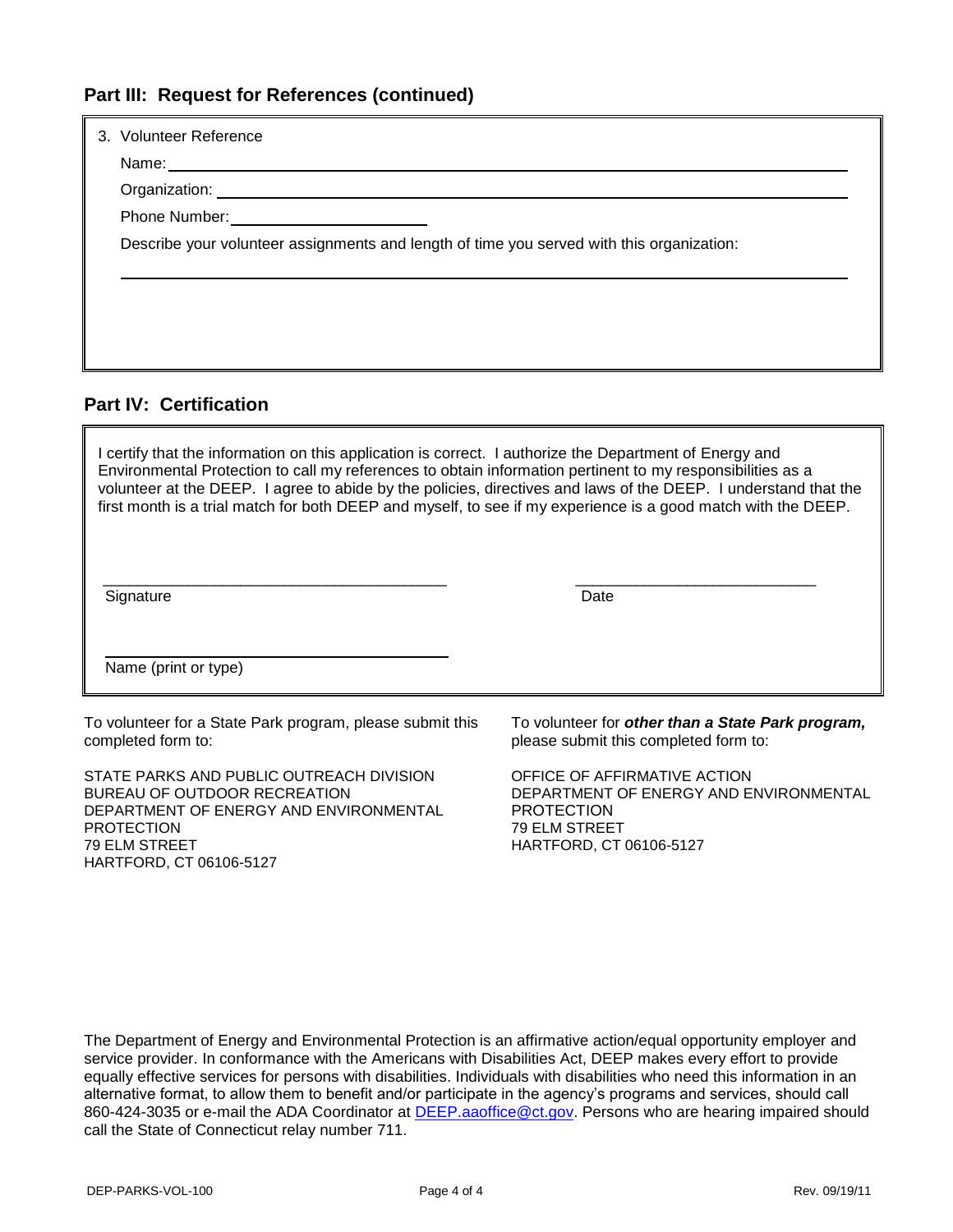## Part III: Request for References (continued)

3. Volunteer Reference

   Name: ____________________

   Organization: ____________________

   Phone Number: ____________________

   Describe your volunteer assignments and length of time you served with this organization:

   ____________________

## Part IV: Certification

I certify that the information on this application is correct. I authorize the Department of Energy and Environmental Protection to call my references to obtain information pertinent to my responsibilities as a volunteer at the DEEP. I agree to abide by the policies, directives and laws of the DEEP. I understand that the first month is a trial match for both DEEP and myself, to see if my experience is a good match with the DEEP.

____________________ ____________________

Signature Date

____________________

Name (print or type)

To volunteer for a State Park program, please submit this completed form to:

STATE PARKS AND PUBLIC OUTREACH DIVISION
BUREAU OF OUTDOOR RECREATION
DEPARTMENT OF ENERGY AND ENVIRONMENTAL PROTECTION
79 ELM STREET
HARTFORD, CT 06106-5127

To volunteer for ***other than a State Park program,*** please submit this completed form to:

OFFICE OF AFFIRMATIVE ACTION
DEPARTMENT OF ENERGY AND ENVIRONMENTAL PROTECTION
79 ELM STREET
HARTFORD, CT 06106-5127

The Department of Energy and Environmental Protection is an affirmative action/equal opportunity employer and service provider. In conformance with the Americans with Disabilities Act, DEEP makes every effort to provide equally effective services for persons with disabilities. Individuals with disabilities who need this information in an alternative format, to allow them to benefit and/or participate in the agency's programs and services, should call 860-424-3035 or e-mail the ADA Coordinator at DEEP.aaoffice@ct.gov. Persons who are hearing impaired should call the State of Connecticut relay number 711.

DEP-PARKS-VOL-100 Rev. 09/19/11